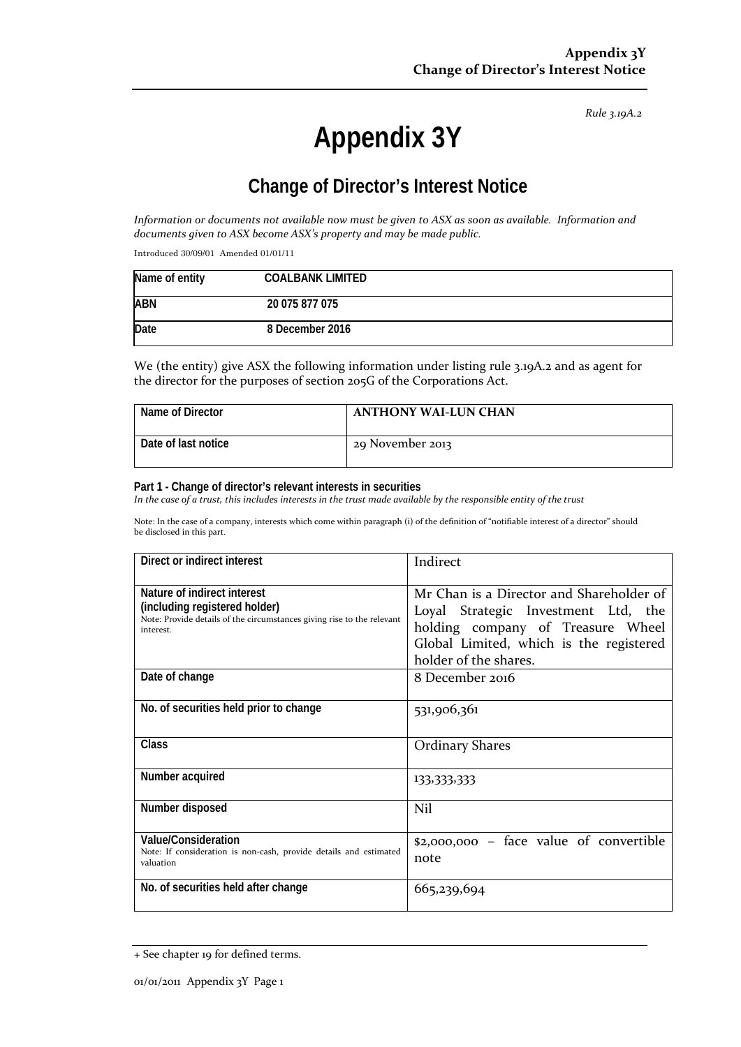*Rule 3.19A.2*

# Appendix 3Y

## Change of Director's Interest Notice

*Information or documents not available now must be given to ASX as soon as available. Information and documents given to ASX become ASX's property and may be made public.*

Introduced 30/09/01 Amended 01/01/11

| | |
|---|---|
| Name of entity | COALBANK LIMITED |
| ABN | 20 075 877 075 |
| Date | 8 December 2016 |

We (the entity) give ASX the following information under listing rule 3.19A.2 and as agent for the director for the purposes of section 205G of the Corporations Act.

| | |
|---|---|
| Name of Director | ANTHONY WAI-LUN CHAN |
| Date of last notice | 29 November 2013 |

**Part 1 - Change of director's relevant interests in securities**

*In the case of a trust, this includes interests in the trust made available by the responsible entity of the trust*

Note: In the case of a company, interests which come within paragraph (i) of the definition of "notifiable interest of a director" should be disclosed in this part.

| | |
|---|---|
| Direct or indirect interest | Indirect |
| Nature of indirect interest (including registered holder)<br>Note: Provide details of the circumstances giving rise to the relevant interest. | Mr Chan is a Director and Shareholder of Loyal Strategic Investment Ltd, the holding company of Treasure Wheel Global Limited, which is the registered holder of the shares. |
| Date of change | 8 December 2016 |
| No. of securities held prior to change | 531,906,361 |
| Class | Ordinary Shares |
| Number acquired | 133,333,333 |
| Number disposed | Nil |
| Value/Consideration<br>Note: If consideration is non-cash, provide details and estimated valuation | $2,000,000 – face value of convertible note |
| No. of securities held after change | 665,239,694 |

+ See chapter 19 for defined terms.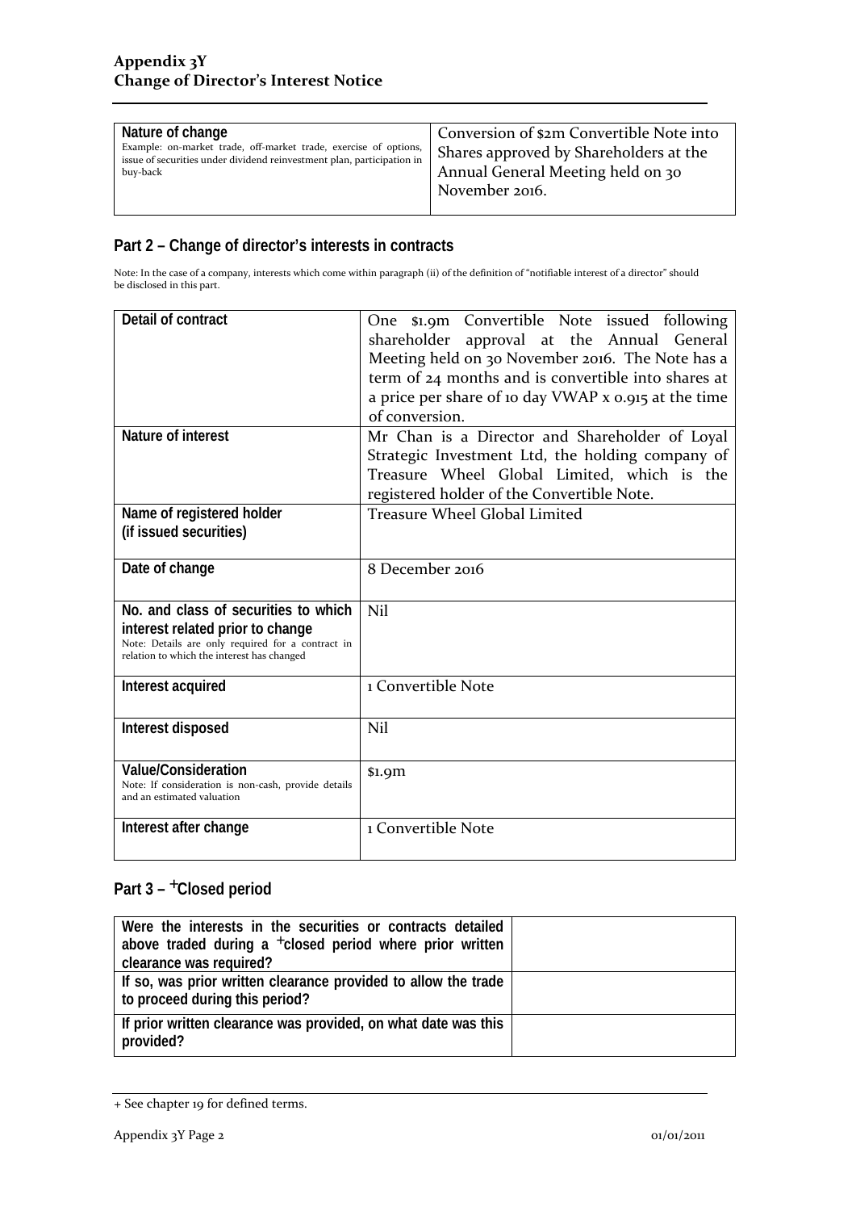| | |
|---|---|
| **Nature of change**<br>Example: on-market trade, off-market trade, exercise of options, issue of securities under dividend reinvestment plan, participation in buy-back | Conversion of $2m Convertible Note into Shares approved by Shareholders at the Annual General Meeting held on 30 November 2016. |

## Part 2 – Change of director's interests in contracts

Note: In the case of a company, interests which come within paragraph (ii) of the definition of "notifiable interest of a director" should be disclosed in this part.

| | |
|---|---|
| **Detail of contract** | One $1.9m Convertible Note issued following shareholder approval at the Annual General Meeting held on 30 November 2016. The Note has a term of 24 months and is convertible into shares at a price per share of 10 day VWAP x 0.915 at the time of conversion. |
| **Nature of interest** | Mr Chan is a Director and Shareholder of Loyal Strategic Investment Ltd, the holding company of Treasure Wheel Global Limited, which is the registered holder of the Convertible Note. |
| **Name of registered holder (if issued securities)** | Treasure Wheel Global Limited |
| **Date of change** | 8 December 2016 |
| **No. and class of securities to which interest related prior to change**<br>Note: Details are only required for a contract in relation to which the interest has changed | Nil |
| **Interest acquired** | 1 Convertible Note |
| **Interest disposed** | Nil |
| **Value/Consideration**<br>Note: If consideration is non-cash, provide details and an estimated valuation | $1.9m |
| **Interest after change** | 1 Convertible Note |

## Part 3 – +Closed period

| | |
|---|---|
| **Were the interests in the securities or contracts detailed above traded during a +closed period where prior written clearance was required?** | |
| **If so, was prior written clearance provided to allow the trade to proceed during this period?** | |
| **If prior written clearance was provided, on what date was this provided?** | |

+ See chapter 19 for defined terms.